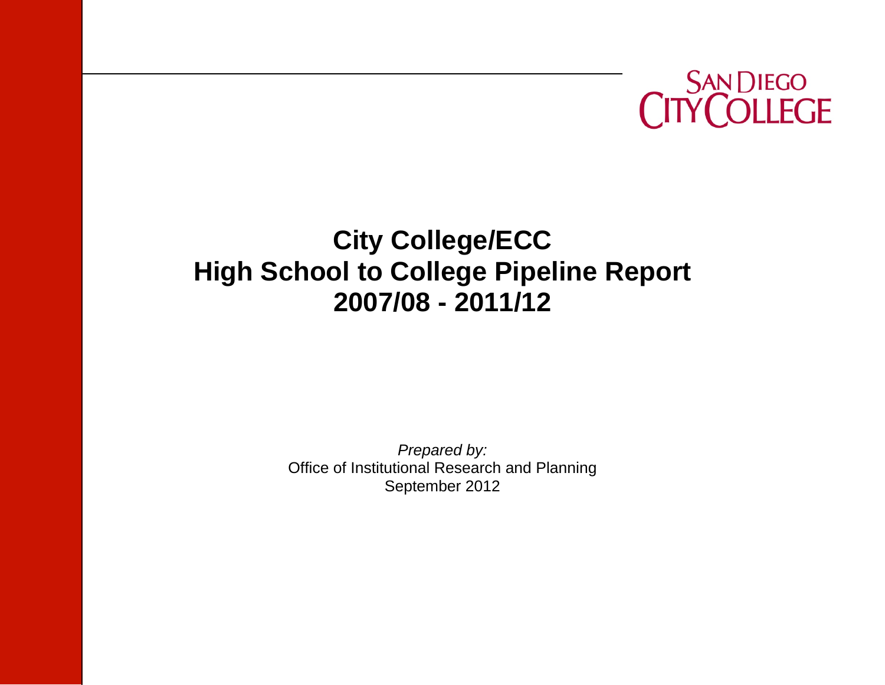SAN DIEGO CITY COLLEGE

# City College/ECC
# High School to College Pipeline Report
# 2007/08 - 2011/12

*Prepared by:*
Office of Institutional Research and Planning
September 2012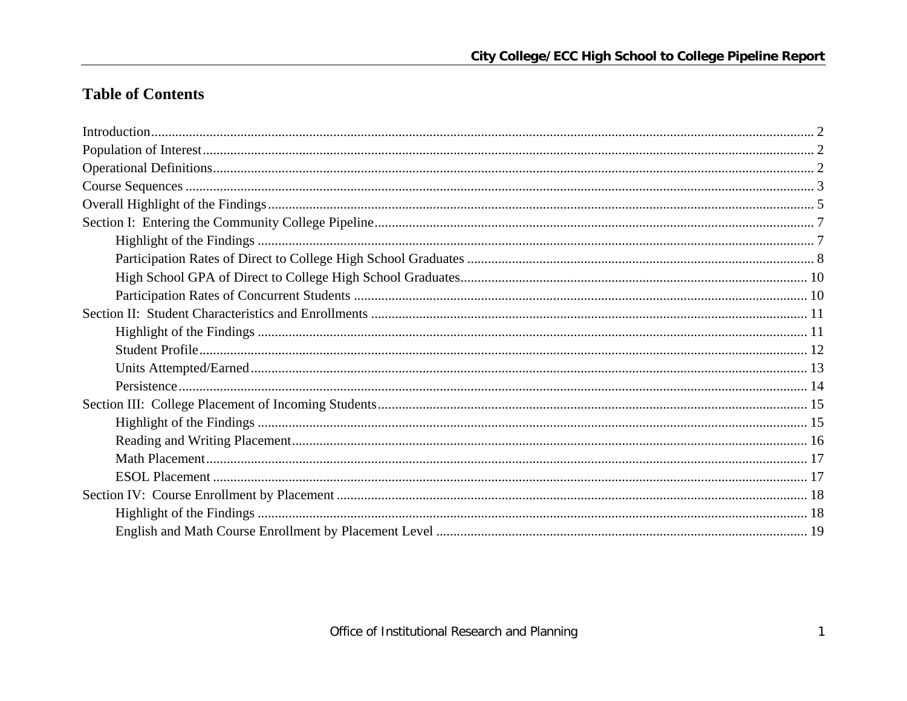# Table of Contents

Introduction .................................................................................................................... 2
Population of Interest .................................................................................................... 2
Operational Definitions .................................................................................................. 2
Course Sequences .......................................................................................................... 3
Overall Highlight of the Findings .................................................................................. 5
Section I: Entering the Community College Pipeline .................................................... 7
- Highlight of the Findings ............................................................................................ 7
- Participation Rates of Direct to College High School Graduates ................................ 8
- High School GPA of Direct to College High School Graduates ................................. 10
- Participation Rates of Concurrent Students .............................................................. 10

Section II: Student Characteristics and Enrollments .................................................... 11
- Highlight of the Findings ........................................................................................... 11
- Student Profile ........................................................................................................... 12
- Units Attempted/Earned ............................................................................................ 13
- Persistence ................................................................................................................. 14

Section III: College Placement of Incoming Students .................................................. 15
- Highlight of the Findings ........................................................................................... 15
- Reading and Writing Placement ................................................................................ 16
- Math Placement ......................................................................................................... 17
- ESOL Placement ........................................................................................................ 17

Section IV: Course Enrollment by Placement .............................................................. 18
- Highlight of the Findings ........................................................................................... 18
- English and Math Course Enrollment by Placement Level ....................................... 19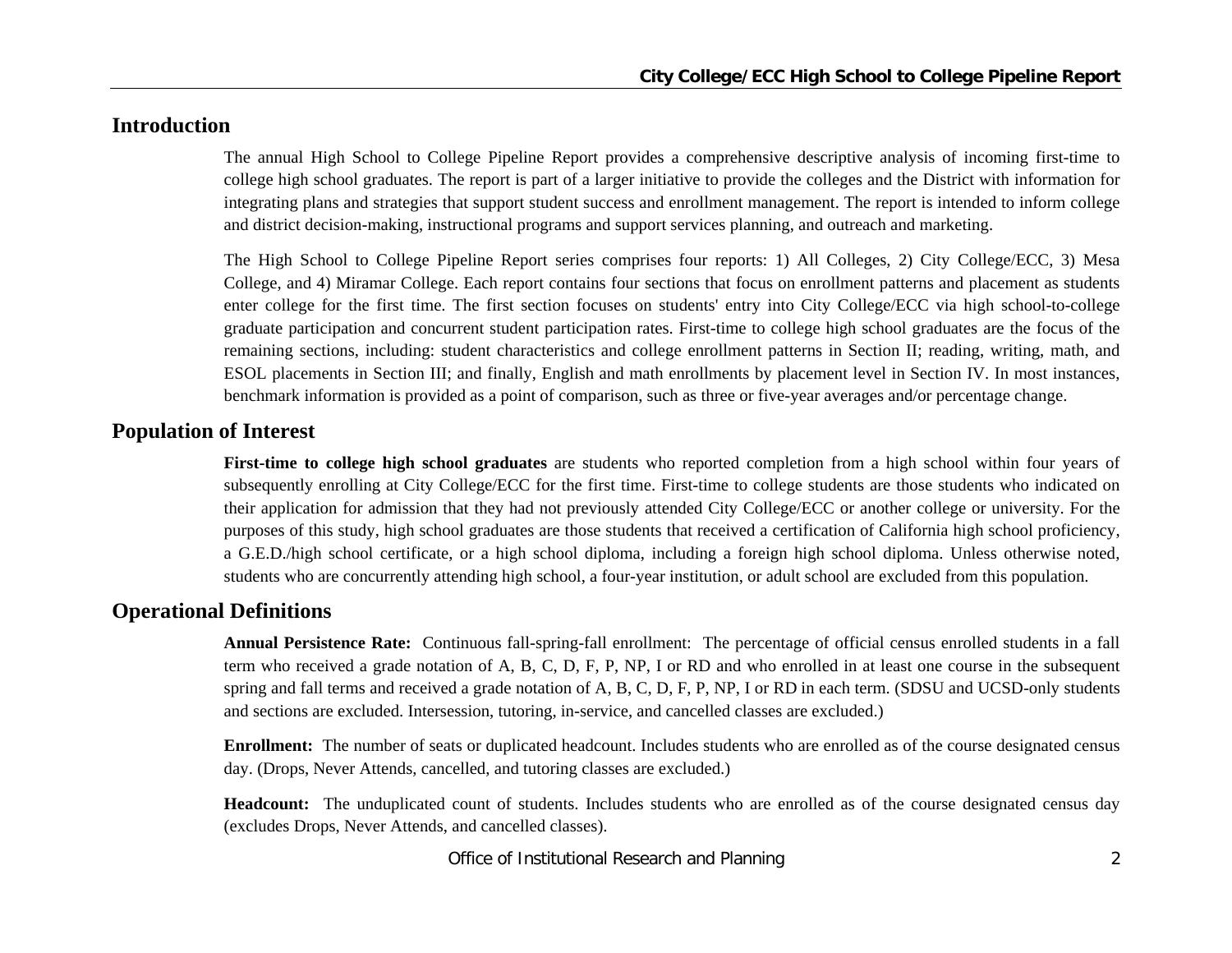## Introduction

The annual High School to College Pipeline Report provides a comprehensive descriptive analysis of incoming first-time to college high school graduates. The report is part of a larger initiative to provide the colleges and the District with information for integrating plans and strategies that support student success and enrollment management. The report is intended to inform college and district decision-making, instructional programs and support services planning, and outreach and marketing.

The High School to College Pipeline Report series comprises four reports: 1) All Colleges, 2) City College/ECC, 3) Mesa College, and 4) Miramar College. Each report contains four sections that focus on enrollment patterns and placement as students enter college for the first time. The first section focuses on students' entry into City College/ECC via high school-to-college graduate participation and concurrent student participation rates. First-time to college high school graduates are the focus of the remaining sections, including: student characteristics and college enrollment patterns in Section II; reading, writing, math, and ESOL placements in Section III; and finally, English and math enrollments by placement level in Section IV. In most instances, benchmark information is provided as a point of comparison, such as three or five-year averages and/or percentage change.

## Population of Interest

**First-time to college high school graduates** are students who reported completion from a high school within four years of subsequently enrolling at City College/ECC for the first time. First-time to college students are those students who indicated on their application for admission that they had not previously attended City College/ECC or another college or university. For the purposes of this study, high school graduates are those students that received a certification of California high school proficiency, a G.E.D./high school certificate, or a high school diploma, including a foreign high school diploma. Unless otherwise noted, students who are concurrently attending high school, a four-year institution, or adult school are excluded from this population.

## Operational Definitions

**Annual Persistence Rate:** Continuous fall-spring-fall enrollment: The percentage of official census enrolled students in a fall term who received a grade notation of A, B, C, D, F, P, NP, I or RD and who enrolled in at least one course in the subsequent spring and fall terms and received a grade notation of A, B, C, D, F, P, NP, I or RD in each term. (SDSU and UCSD-only students and sections are excluded. Intersession, tutoring, in-service, and cancelled classes are excluded.)

**Enrollment:** The number of seats or duplicated headcount. Includes students who are enrolled as of the course designated census day. (Drops, Never Attends, cancelled, and tutoring classes are excluded.)

**Headcount:** The unduplicated count of students. Includes students who are enrolled as of the course designated census day (excludes Drops, Never Attends, and cancelled classes).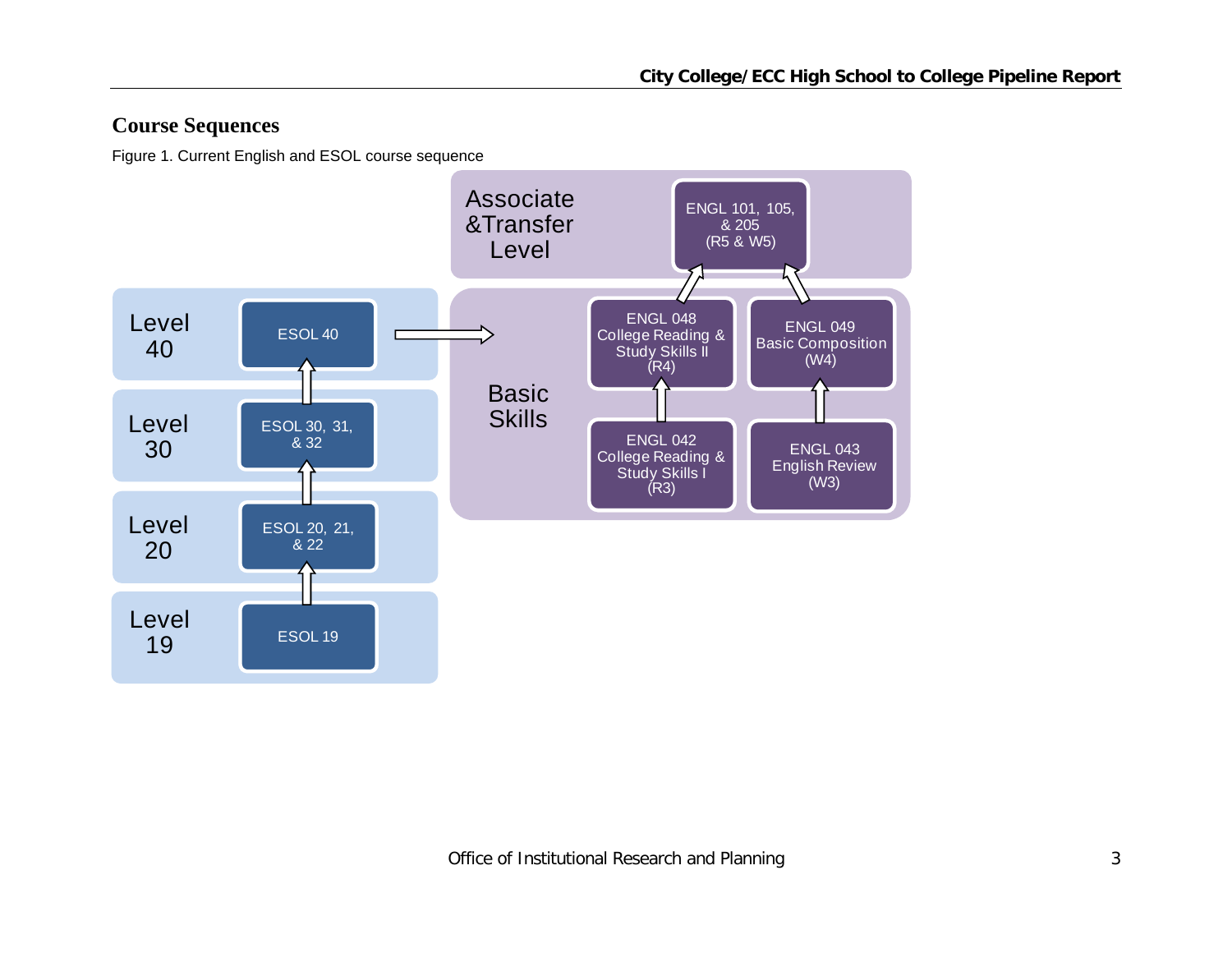## Course Sequences

Figure 1. Current English and ESOL course sequence

Level 40 — ESOL 40

Level 30 — ESOL 30, 31, & 32

Level 20 — ESOL 20, 21, & 22

Level 19 — ESOL 19

Associate &Transfer Level — ENGL 101, 105, & 205 (R5 & W5)

Basic Skills — ENGL 048 College Reading & Study Skills II (R4); ENGL 049 Basic Composition (W4); ENGL 042 College Reading & Study Skills I (R3); ENGL 043 English Review (W3)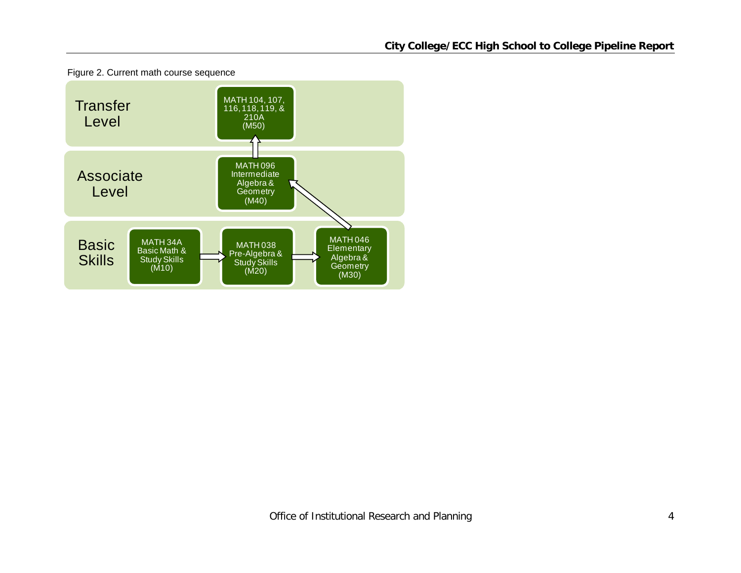Figure 2. Current math course sequence

**Transfer Level**

- MATH 104, 107, 116, 118, 119, & 210A (M50)

**Associate Level**

- MATH 096 Intermediate Algebra & Geometry (M40)

**Basic Skills**

- MATH 34A Basic Math & Study Skills (M10)
- MATH 038 Pre-Algebra & Study Skills (M20)
- MATH 046 Elementary Algebra & Geometry (M30)

Sequence: MATH 34A (M10) → MATH 038 (M20) → MATH 046 (M30) → MATH 096 (M40) → MATH 104, 107, 116, 118, 119, & 210A (M50)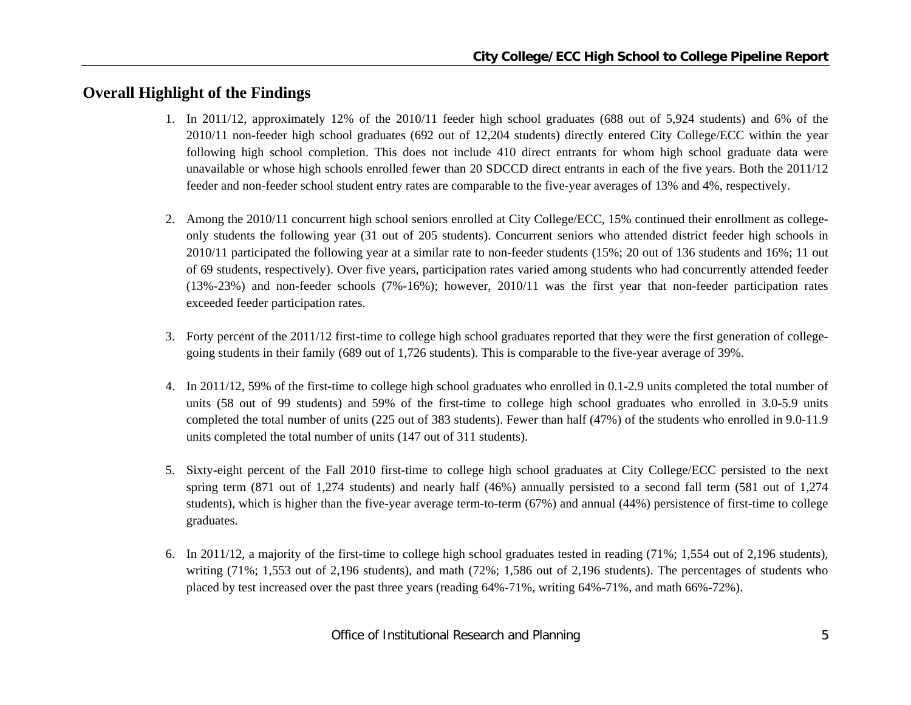## Overall Highlight of the Findings

1. In 2011/12, approximately 12% of the 2010/11 feeder high school graduates (688 out of 5,924 students) and 6% of the 2010/11 non-feeder high school graduates (692 out of 12,204 students) directly entered City College/ECC within the year following high school completion. This does not include 410 direct entrants for whom high school graduate data were unavailable or whose high schools enrolled fewer than 20 SDCCD direct entrants in each of the five years. Both the 2011/12 feeder and non-feeder school student entry rates are comparable to the five-year averages of 13% and 4%, respectively.

2. Among the 2010/11 concurrent high school seniors enrolled at City College/ECC, 15% continued their enrollment as college-only students the following year (31 out of 205 students). Concurrent seniors who attended district feeder high schools in 2010/11 participated the following year at a similar rate to non-feeder students (15%; 20 out of 136 students and 16%; 11 out of 69 students, respectively). Over five years, participation rates varied among students who had concurrently attended feeder (13%-23%) and non-feeder schools (7%-16%); however, 2010/11 was the first year that non-feeder participation rates exceeded feeder participation rates.

3. Forty percent of the 2011/12 first-time to college high school graduates reported that they were the first generation of college-going students in their family (689 out of 1,726 students). This is comparable to the five-year average of 39%.

4. In 2011/12, 59% of the first-time to college high school graduates who enrolled in 0.1-2.9 units completed the total number of units (58 out of 99 students) and 59% of the first-time to college high school graduates who enrolled in 3.0-5.9 units completed the total number of units (225 out of 383 students). Fewer than half (47%) of the students who enrolled in 9.0-11.9 units completed the total number of units (147 out of 311 students).

5. Sixty-eight percent of the Fall 2010 first-time to college high school graduates at City College/ECC persisted to the next spring term (871 out of 1,274 students) and nearly half (46%) annually persisted to a second fall term (581 out of 1,274 students), which is higher than the five-year average term-to-term (67%) and annual (44%) persistence of first-time to college graduates.

6. In 2011/12, a majority of the first-time to college high school graduates tested in reading (71%; 1,554 out of 2,196 students), writing (71%; 1,553 out of 2,196 students), and math (72%; 1,586 out of 2,196 students). The percentages of students who placed by test increased over the past three years (reading 64%-71%, writing 64%-71%, and math 66%-72%).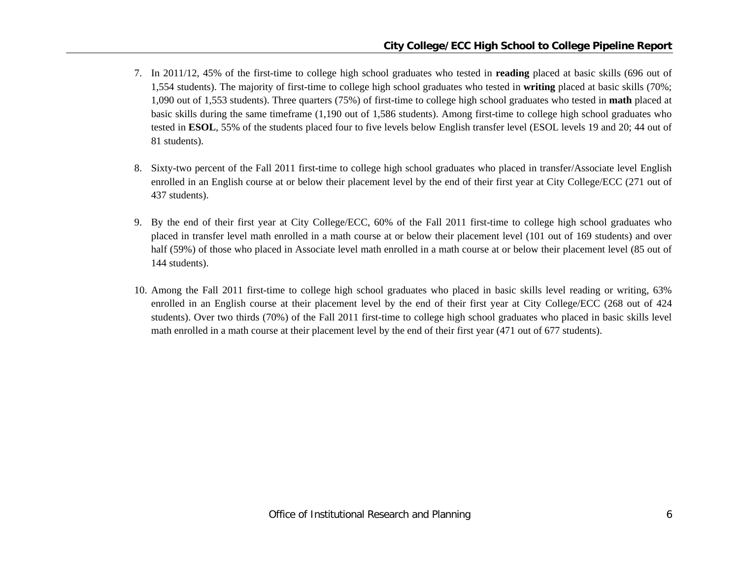7. In 2011/12, 45% of the first-time to college high school graduates who tested in **reading** placed at basic skills (696 out of 1,554 students). The majority of first-time to college high school graduates who tested in **writing** placed at basic skills (70%; 1,090 out of 1,553 students). Three quarters (75%) of first-time to college high school graduates who tested in **math** placed at basic skills during the same timeframe (1,190 out of 1,586 students). Among first-time to college high school graduates who tested in **ESOL**, 55% of the students placed four to five levels below English transfer level (ESOL levels 19 and 20; 44 out of 81 students).

8. Sixty-two percent of the Fall 2011 first-time to college high school graduates who placed in transfer/Associate level English enrolled in an English course at or below their placement level by the end of their first year at City College/ECC (271 out of 437 students).

9. By the end of their first year at City College/ECC, 60% of the Fall 2011 first-time to college high school graduates who placed in transfer level math enrolled in a math course at or below their placement level (101 out of 169 students) and over half (59%) of those who placed in Associate level math enrolled in a math course at or below their placement level (85 out of 144 students).

10. Among the Fall 2011 first-time to college high school graduates who placed in basic skills level reading or writing, 63% enrolled in an English course at their placement level by the end of their first year at City College/ECC (268 out of 424 students). Over two thirds (70%) of the Fall 2011 first-time to college high school graduates who placed in basic skills level math enrolled in a math course at their placement level by the end of their first year (471 out of 677 students).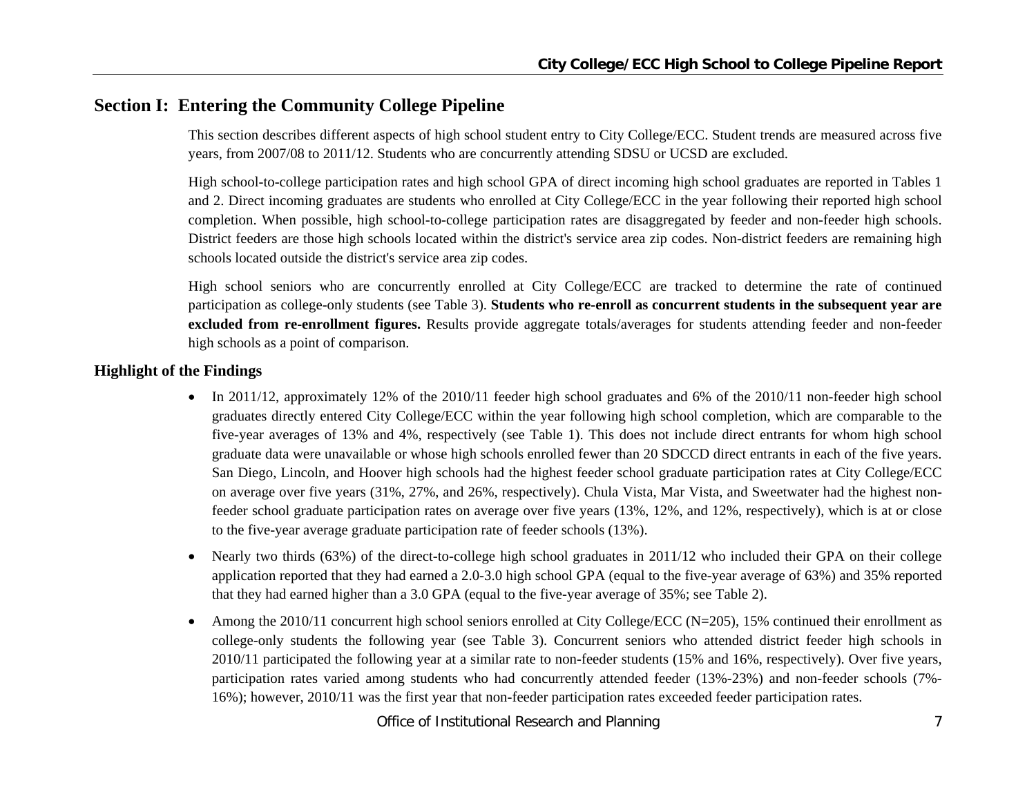## Section I: Entering the Community College Pipeline

This section describes different aspects of high school student entry to City College/ECC. Student trends are measured across five years, from 2007/08 to 2011/12. Students who are concurrently attending SDSU or UCSD are excluded.

High school-to-college participation rates and high school GPA of direct incoming high school graduates are reported in Tables 1 and 2. Direct incoming graduates are students who enrolled at City College/ECC in the year following their reported high school completion. When possible, high school-to-college participation rates are disaggregated by feeder and non-feeder high schools. District feeders are those high schools located within the district's service area zip codes. Non-district feeders are remaining high schools located outside the district's service area zip codes.

High school seniors who are concurrently enrolled at City College/ECC are tracked to determine the rate of continued participation as college-only students (see Table 3). **Students who re-enroll as concurrent students in the subsequent year are excluded from re-enrollment figures.** Results provide aggregate totals/averages for students attending feeder and non-feeder high schools as a point of comparison.

### Highlight of the Findings

- In 2011/12, approximately 12% of the 2010/11 feeder high school graduates and 6% of the 2010/11 non-feeder high school graduates directly entered City College/ECC within the year following high school completion, which are comparable to the five-year averages of 13% and 4%, respectively (see Table 1). This does not include direct entrants for whom high school graduate data were unavailable or whose high schools enrolled fewer than 20 SDCCD direct entrants in each of the five years. San Diego, Lincoln, and Hoover high schools had the highest feeder school graduate participation rates at City College/ECC on average over five years (31%, 27%, and 26%, respectively). Chula Vista, Mar Vista, and Sweetwater had the highest non-feeder school graduate participation rates on average over five years (13%, 12%, and 12%, respectively), which is at or close to the five-year average graduate participation rate of feeder schools (13%).
- Nearly two thirds (63%) of the direct-to-college high school graduates in 2011/12 who included their GPA on their college application reported that they had earned a 2.0-3.0 high school GPA (equal to the five-year average of 63%) and 35% reported that they had earned higher than a 3.0 GPA (equal to the five-year average of 35%; see Table 2).
- Among the 2010/11 concurrent high school seniors enrolled at City College/ECC (N=205), 15% continued their enrollment as college-only students the following year (see Table 3). Concurrent seniors who attended district feeder high schools in 2010/11 participated the following year at a similar rate to non-feeder students (15% and 16%, respectively). Over five years, participation rates varied among students who had concurrently attended feeder (13%-23%) and non-feeder schools (7%-16%); however, 2010/11 was the first year that non-feeder participation rates exceeded feeder participation rates.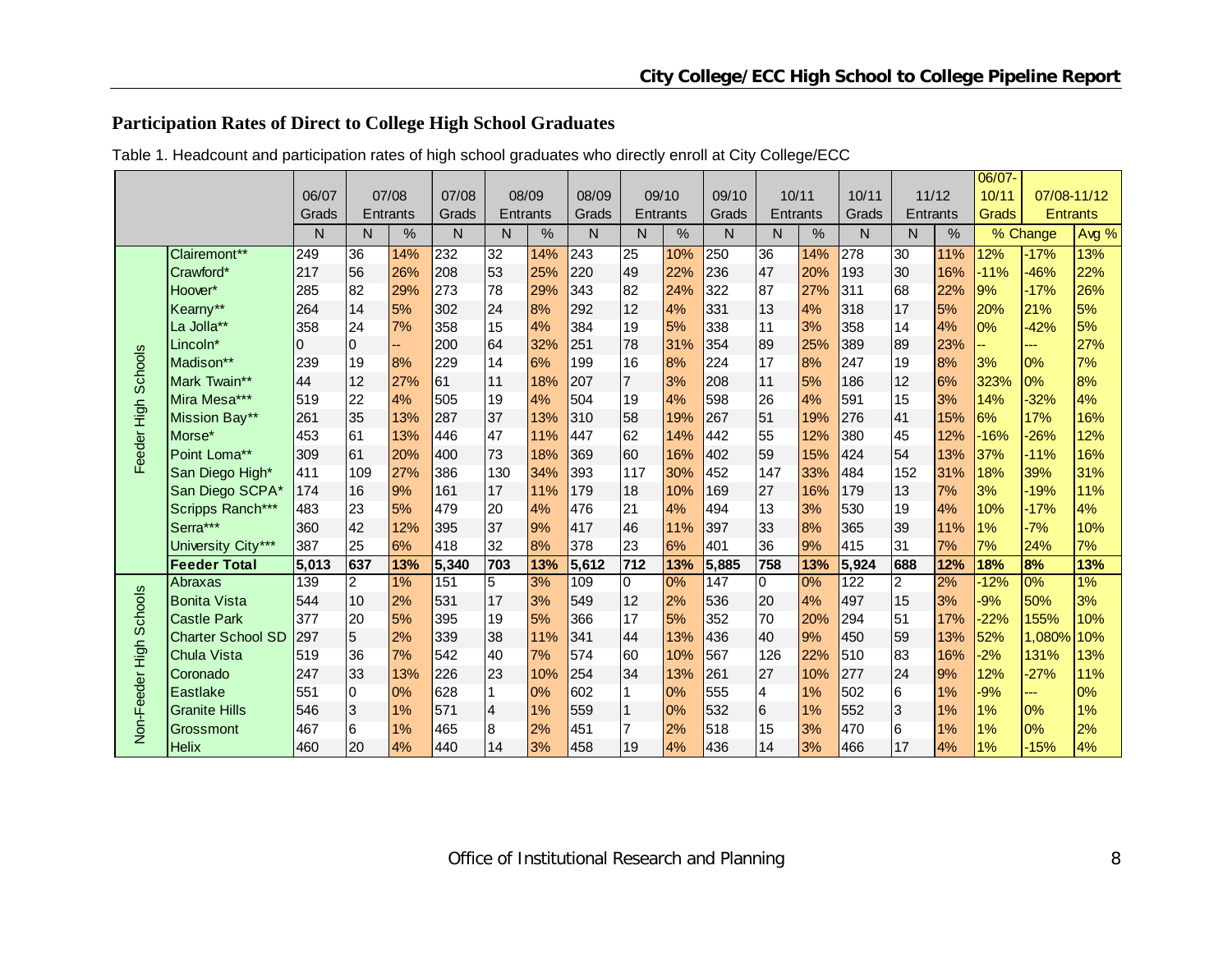## Participation Rates of Direct to College High School Graduates

Table 1. Headcount and participation rates of high school graduates who directly enroll at City College/ECC

| | | 06/07 Grads | 07/08 Entrants | | 07/08 Grads | 08/09 Entrants | | 08/09 Grads | 09/10 Entrants | | 09/10 Grads | 10/11 Entrants | | 10/11 Grads | 11/12 Entrants | | 06/07-10/11 Grads | 07/08-11/12 Entrants | |
|---|---|---|---|---|---|---|---|---|---|---|---|---|---|---|---|---|---|---|---|
| | | N | N | % | N | N | % | N | N | % | N | N | % | N | N | % | % Change | | Avg % |
| Feeder High Schools | Clairemont** | 249 | 36 | 14% | 232 | 32 | 14% | 243 | 25 | 10% | 250 | 36 | 14% | 278 | 30 | 11% | 12% | -17% | 13% |
| | Crawford* | 217 | 56 | 26% | 208 | 53 | 25% | 220 | 49 | 22% | 236 | 47 | 20% | 193 | 30 | 16% | -11% | -46% | 22% |
| | Hoover* | 285 | 82 | 29% | 273 | 78 | 29% | 343 | 82 | 24% | 322 | 87 | 27% | 311 | 68 | 22% | 9% | -17% | 26% |
| | Kearny** | 264 | 14 | 5% | 302 | 24 | 8% | 292 | 12 | 4% | 331 | 13 | 4% | 318 | 17 | 5% | 20% | 21% | 5% |
| | La Jolla** | 358 | 24 | 7% | 358 | 15 | 4% | 384 | 19 | 5% | 338 | 11 | 3% | 358 | 14 | 4% | 0% | -42% | 5% |
| | Lincoln* | 0 | 0 | -- | 200 | 64 | 32% | 251 | 78 | 31% | 354 | 89 | 25% | 389 | 89 | 23% | -- | --- | 27% |
| | Madison** | 239 | 19 | 8% | 229 | 14 | 6% | 199 | 16 | 8% | 224 | 17 | 8% | 247 | 19 | 8% | 3% | 0% | 7% |
| | Mark Twain** | 44 | 12 | 27% | 61 | 11 | 18% | 207 | 7 | 3% | 208 | 11 | 5% | 186 | 12 | 6% | 323% | 0% | 8% |
| | Mira Mesa*** | 519 | 22 | 4% | 505 | 19 | 4% | 504 | 19 | 4% | 598 | 26 | 4% | 591 | 15 | 3% | 14% | -32% | 4% |
| | Mission Bay** | 261 | 35 | 13% | 287 | 37 | 13% | 310 | 58 | 19% | 267 | 51 | 19% | 276 | 41 | 15% | 6% | 17% | 16% |
| | Morse* | 453 | 61 | 13% | 446 | 47 | 11% | 447 | 62 | 14% | 442 | 55 | 12% | 380 | 45 | 12% | -16% | -26% | 12% |
| | Point Loma** | 309 | 61 | 20% | 400 | 73 | 18% | 369 | 60 | 16% | 402 | 59 | 15% | 424 | 54 | 13% | 37% | -11% | 16% |
| | San Diego High* | 411 | 109 | 27% | 386 | 130 | 34% | 393 | 117 | 30% | 452 | 147 | 33% | 484 | 152 | 31% | 18% | 39% | 31% |
| | San Diego SCPA* | 174 | 16 | 9% | 161 | 17 | 11% | 179 | 18 | 10% | 169 | 27 | 16% | 179 | 13 | 7% | 3% | -19% | 11% |
| | Scripps Ranch*** | 483 | 23 | 5% | 479 | 20 | 4% | 476 | 21 | 4% | 494 | 13 | 3% | 530 | 19 | 4% | 10% | -17% | 4% |
| | Serra*** | 360 | 42 | 12% | 395 | 37 | 9% | 417 | 46 | 11% | 397 | 33 | 8% | 365 | 39 | 11% | 1% | -7% | 10% |
| | University City*** | 387 | 25 | 6% | 418 | 32 | 8% | 378 | 23 | 6% | 401 | 36 | 9% | 415 | 31 | 7% | 7% | 24% | 7% |
| | **Feeder Total** | **5,013** | **637** | **13%** | **5,340** | **703** | **13%** | **5,612** | **712** | **13%** | **5,885** | **758** | **13%** | **5,924** | **688** | **12%** | **18%** | **8%** | **13%** |
| Non-Feeder High Schools | Abraxas | 139 | 2 | 1% | 151 | 5 | 3% | 109 | 0 | 0% | 147 | 0 | 0% | 122 | 2 | 2% | -12% | 0% | 1% |
| | Bonita Vista | 544 | 10 | 2% | 531 | 17 | 3% | 549 | 12 | 2% | 536 | 20 | 4% | 497 | 15 | 3% | -9% | 50% | 3% |
| | Castle Park | 377 | 20 | 5% | 395 | 19 | 5% | 366 | 17 | 5% | 352 | 70 | 20% | 294 | 51 | 17% | -22% | 155% | 10% |
| | Charter School SD | 297 | 5 | 2% | 339 | 38 | 11% | 341 | 44 | 13% | 436 | 40 | 9% | 450 | 59 | 13% | 52% | 1,080% | 10% |
| | Chula Vista | 519 | 36 | 7% | 542 | 40 | 7% | 574 | 60 | 10% | 567 | 126 | 22% | 510 | 83 | 16% | -2% | 131% | 13% |
| | Coronado | 247 | 33 | 13% | 226 | 23 | 10% | 254 | 34 | 13% | 261 | 27 | 10% | 277 | 24 | 9% | 12% | -27% | 11% |
| | Eastlake | 551 | 0 | 0% | 628 | 1 | 0% | 602 | 1 | 0% | 555 | 4 | 1% | 502 | 6 | 1% | -9% | --- | 0% |
| | Granite Hills | 546 | 3 | 1% | 571 | 4 | 1% | 559 | 1 | 0% | 532 | 6 | 1% | 552 | 3 | 1% | 1% | 0% | 1% |
| | Grossmont | 467 | 6 | 1% | 465 | 8 | 2% | 451 | 7 | 2% | 518 | 15 | 3% | 470 | 6 | 1% | 1% | 0% | 2% |
| | Helix | 460 | 20 | 4% | 440 | 14 | 3% | 458 | 19 | 4% | 436 | 14 | 3% | 466 | 17 | 4% | 1% | -15% | 4% |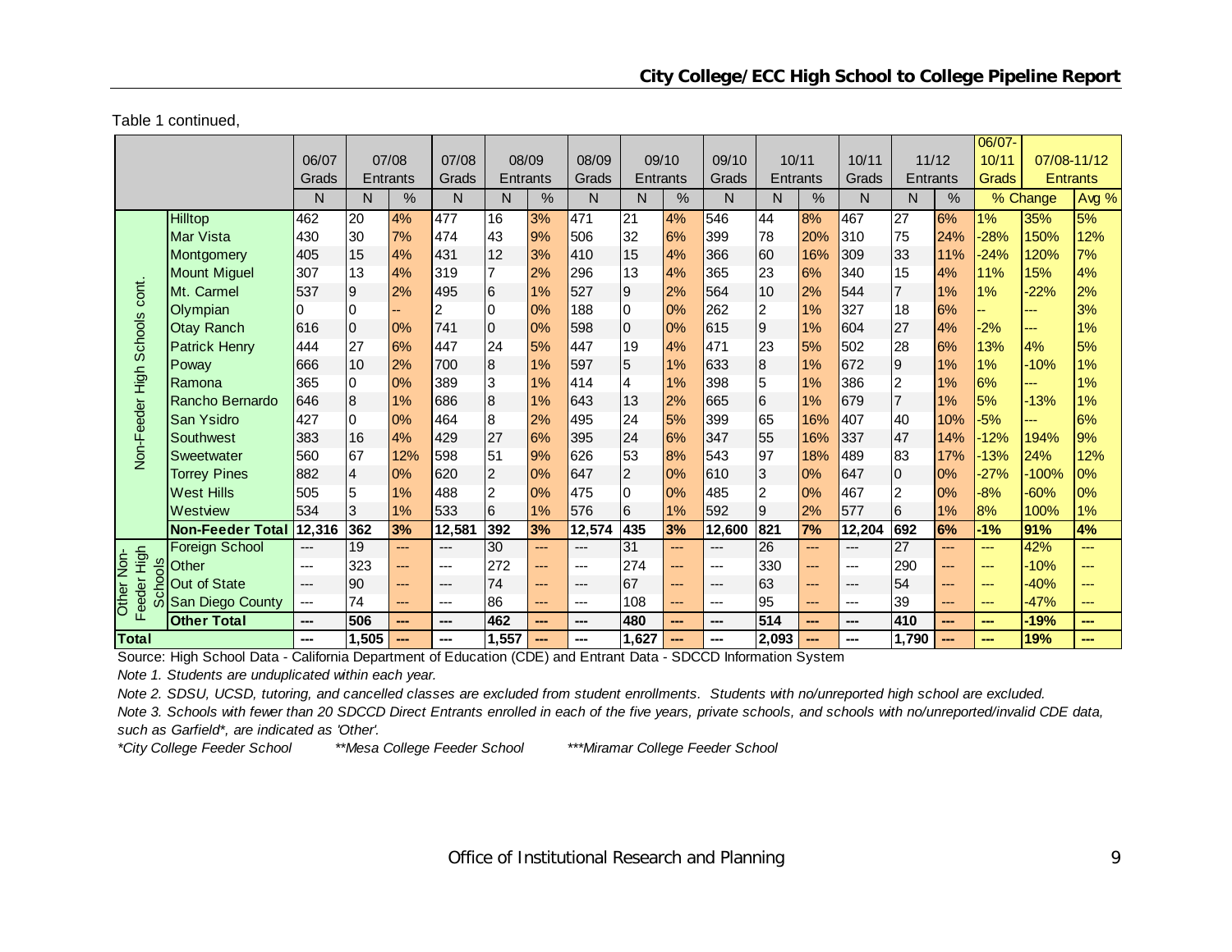Table 1 continued,

| | | 06/07 Grads | 07/08 Entrants | | 07/08 Grads | 08/09 Entrants | | 08/09 Grads | 09/10 Entrants | | 09/10 Grads | 10/11 Entrants | | 10/11 Grads | 11/12 Entrants | | 06/07-10/11 Grads | 07/08-11/12 Entrants | |
|---|---|---|---|---|---|---|---|---|---|---|---|---|---|---|---|---|---|---|---|
| | | N | N | % | N | N | % | N | N | % | N | N | % | N | N | % | % Change | | Avg % |
| Non-Feeder High Schools cont. | Hilltop | 462 | 20 | 4% | 477 | 16 | 3% | 471 | 21 | 4% | 546 | 44 | 8% | 467 | 27 | 6% | 1% | 35% | 5% |
| | Mar Vista | 430 | 30 | 7% | 474 | 43 | 9% | 506 | 32 | 6% | 399 | 78 | 20% | 310 | 75 | 24% | -28% | 150% | 12% |
| | Montgomery | 405 | 15 | 4% | 431 | 12 | 3% | 410 | 15 | 4% | 366 | 60 | 16% | 309 | 33 | 11% | -24% | 120% | 7% |
| | Mount Miguel | 307 | 13 | 4% | 319 | 7 | 2% | 296 | 13 | 4% | 365 | 23 | 6% | 340 | 15 | 4% | 11% | 15% | 4% |
| | Mt. Carmel | 537 | 9 | 2% | 495 | 6 | 1% | 527 | 9 | 2% | 564 | 10 | 2% | 544 | 7 | 1% | 1% | -22% | 2% |
| | Olympian | 0 | 0 | -- | 2 | 0 | 0% | 188 | 0 | 0% | 262 | 2 | 1% | 327 | 18 | 6% | -- | --- | 3% |
| | Otay Ranch | 616 | 0 | 0% | 741 | 0 | 0% | 598 | 0 | 0% | 615 | 9 | 1% | 604 | 27 | 4% | -2% | --- | 1% |
| | Patrick Henry | 444 | 27 | 6% | 447 | 24 | 5% | 447 | 19 | 4% | 471 | 23 | 5% | 502 | 28 | 6% | 13% | 4% | 5% |
| | Poway | 666 | 10 | 2% | 700 | 8 | 1% | 597 | 5 | 1% | 633 | 8 | 1% | 672 | 9 | 1% | 1% | -10% | 1% |
| | Ramona | 365 | 0 | 0% | 389 | 3 | 1% | 414 | 4 | 1% | 398 | 5 | 1% | 386 | 2 | 1% | 6% | --- | 1% |
| | Rancho Bernardo | 646 | 8 | 1% | 686 | 8 | 1% | 643 | 13 | 2% | 665 | 6 | 1% | 679 | 7 | 1% | 5% | -13% | 1% |
| | San Ysidro | 427 | 0 | 0% | 464 | 8 | 2% | 495 | 24 | 5% | 399 | 65 | 16% | 407 | 40 | 10% | -5% | --- | 6% |
| | Southwest | 383 | 16 | 4% | 429 | 27 | 6% | 395 | 24 | 6% | 347 | 55 | 16% | 337 | 47 | 14% | -12% | 194% | 9% |
| | Sweetwater | 560 | 67 | 12% | 598 | 51 | 9% | 626 | 53 | 8% | 543 | 97 | 18% | 489 | 83 | 17% | -13% | 24% | 12% |
| | Torrey Pines | 882 | 4 | 0% | 620 | 2 | 0% | 647 | 2 | 0% | 610 | 3 | 0% | 647 | 0 | 0% | -27% | -100% | 0% |
| | West Hills | 505 | 5 | 1% | 488 | 2 | 0% | 475 | 0 | 0% | 485 | 2 | 0% | 467 | 2 | 0% | -8% | -60% | 0% |
| | Westview | 534 | 3 | 1% | 533 | 6 | 1% | 576 | 6 | 1% | 592 | 9 | 2% | 577 | 6 | 1% | 8% | 100% | 1% |
| | **Non-Feeder Total** | **12,316** | **362** | **3%** | **12,581** | **392** | **3%** | **12,574** | **435** | **3%** | **12,600** | **821** | **7%** | **12,204** | **692** | **6%** | **-1%** | **91%** | **4%** |
| Other Non-Feeder High Schools | Foreign School | --- | 19 | --- | --- | 30 | --- | --- | 31 | --- | --- | 26 | --- | --- | 27 | --- | --- | 42% | --- |
| | Other | --- | 323 | --- | --- | 272 | --- | --- | 274 | --- | --- | 330 | --- | --- | 290 | --- | --- | -10% | --- |
| | Out of State | --- | 90 | --- | --- | 74 | --- | --- | 67 | --- | --- | 63 | --- | --- | 54 | --- | --- | -40% | --- |
| | San Diego County | --- | 74 | --- | --- | 86 | --- | --- | 108 | --- | --- | 95 | --- | --- | 39 | --- | --- | -47% | --- |
| | **Other Total** | **---** | **506** | **---** | **---** | **462** | **---** | **---** | **480** | **---** | **---** | **514** | **---** | **---** | **410** | **---** | **---** | **-19%** | **---** |
| **Total** | | **---** | **1,505** | **---** | **---** | **1,557** | **---** | **---** | **1,627** | **---** | **---** | **2,093** | **---** | **---** | **1,790** | **---** | **---** | **19%** | **---** |

Source: High School Data - California Department of Education (CDE) and Entrant Data - SDCCD Information System

*Note 1. Students are unduplicated within each year.*

*Note 2. SDSU, UCSD, tutoring, and cancelled classes are excluded from student enrollments. Students with no/unreported high school are excluded.*

*Note 3. Schools with fewer than 20 SDCCD Direct Entrants enrolled in each of the five years, private schools, and schools with no/unreported/invalid CDE data, such as Garfield*, are indicated as 'Other'.*

*\*City College Feeder School* *\*\*Mesa College Feeder School* *\*\*\*Miramar College Feeder School*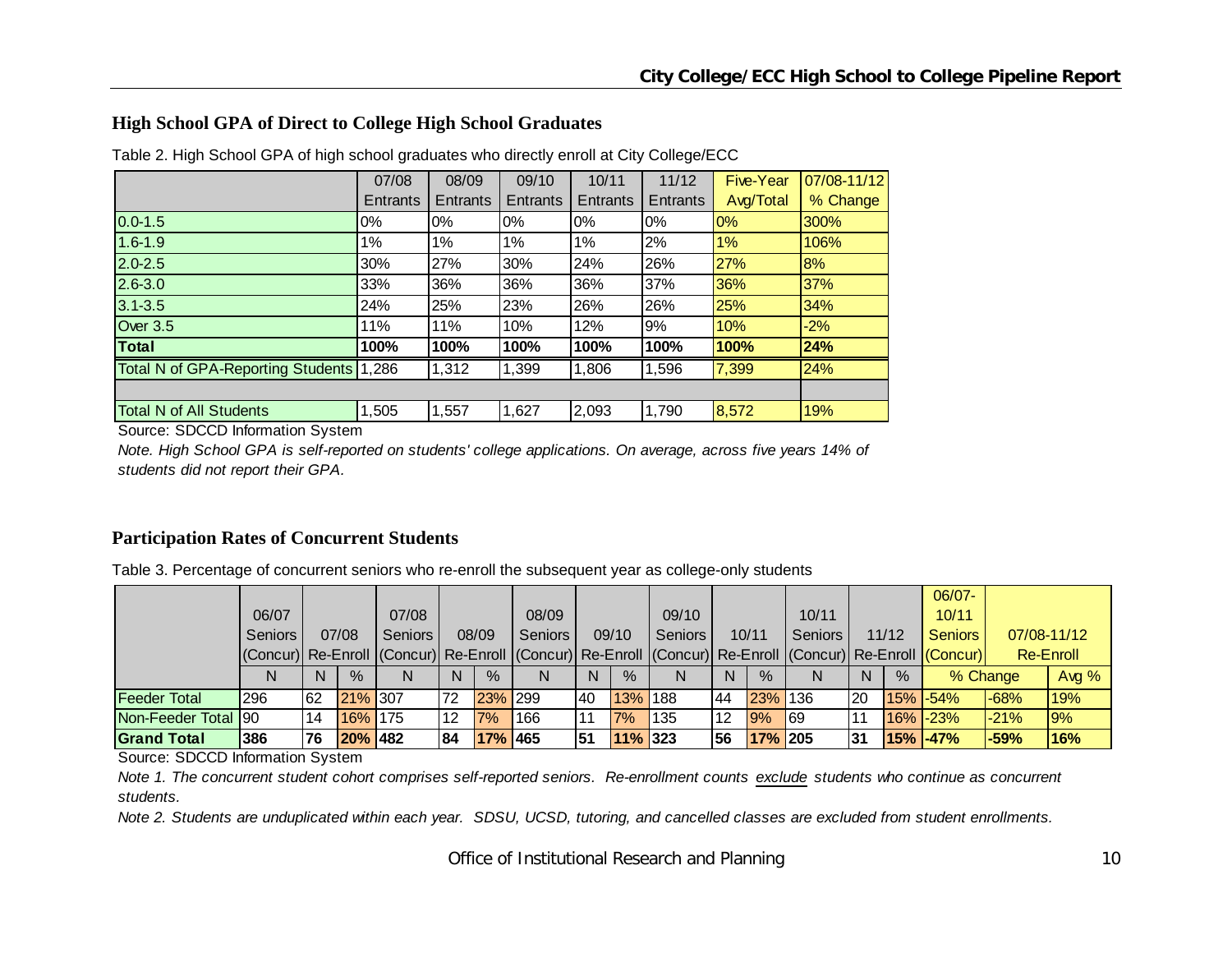## High School GPA of Direct to College High School Graduates

Table 2. High School GPA of high school graduates who directly enroll at City College/ECC

| | 07/08 Entrants | 08/09 Entrants | 09/10 Entrants | 10/11 Entrants | 11/12 Entrants | Five-Year Avg/Total | 07/08-11/12 % Change |
|---|---|---|---|---|---|---|---|
| 0.0-1.5 | 0% | 0% | 0% | 0% | 0% | 0% | 300% |
| 1.6-1.9 | 1% | 1% | 1% | 1% | 2% | 1% | 106% |
| 2.0-2.5 | 30% | 27% | 30% | 24% | 26% | 27% | 8% |
| 2.6-3.0 | 33% | 36% | 36% | 36% | 37% | 36% | 37% |
| 3.1-3.5 | 24% | 25% | 23% | 26% | 26% | 25% | 34% |
| Over 3.5 | 11% | 11% | 10% | 12% | 9% | 10% | -2% |
| **Total** | **100%** | **100%** | **100%** | **100%** | **100%** | **100%** | **24%** |
| Total N of GPA-Reporting Students | 1,286 | 1,312 | 1,399 | 1,806 | 1,596 | 7,399 | 24% |
| | | | | | | | |
| Total N of All Students | 1,505 | 1,557 | 1,627 | 2,093 | 1,790 | 8,572 | 19% |

Source: SDCCD Information System

*Note. High School GPA is self-reported on students' college applications. On average, across five years 14% of students did not report their GPA.*

## Participation Rates of Concurrent Students

Table 3. Percentage of concurrent seniors who re-enroll the subsequent year as college-only students

| | 06/07 Seniors (Concur) | 07/08 Re-Enroll | | 07/08 Seniors (Concur) | 08/09 Re-Enroll | | 08/09 Seniors (Concur) | 09/10 Re-Enroll | | 09/10 Seniors (Concur) | 10/11 Re-Enroll | | 10/11 Seniors (Concur) | 11/12 Re-Enroll | | 06/07-10/11 Seniors (Concur) | 07/08-11/12 Re-Enroll | |
|---|---|---|---|---|---|---|---|---|---|---|---|---|---|---|---|---|---|---|
| | N | N | % | N | N | % | N | N | % | N | N | % | N | N | % | % Change | | Avg % |
| Feeder Total | 296 | 62 | 21% | 307 | 72 | 23% | 299 | 40 | 13% | 188 | 44 | 23% | 136 | 20 | 15% | -54% | -68% | 19% |
| Non-Feeder Total | 90 | 14 | 16% | 175 | 12 | 7% | 166 | 11 | 7% | 135 | 12 | 9% | 69 | 11 | 16% | -23% | -21% | 9% |
| **Grand Total** | **386** | **76** | **20%** | **482** | **84** | **17%** | **465** | **51** | **11%** | **323** | **56** | **17%** | **205** | **31** | **15%** | **-47%** | **-59%** | **16%** |

Source: SDCCD Information System

*Note 1. The concurrent student cohort comprises self-reported seniors. Re-enrollment counts exclude students who continue as concurrent students.*

*Note 2. Students are unduplicated within each year. SDSU, UCSD, tutoring, and cancelled classes are excluded from student enrollments.*

Office of Institutional Research and Planning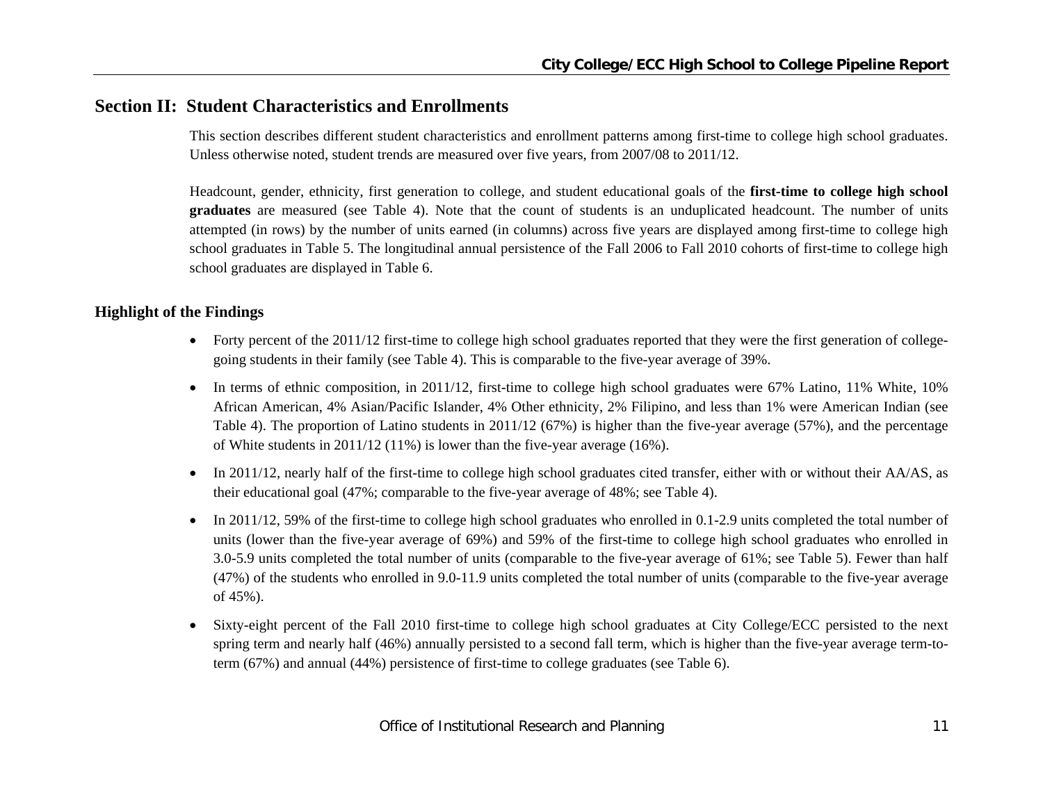## Section II: Student Characteristics and Enrollments

This section describes different student characteristics and enrollment patterns among first-time to college high school graduates. Unless otherwise noted, student trends are measured over five years, from 2007/08 to 2011/12.

Headcount, gender, ethnicity, first generation to college, and student educational goals of the **first-time to college high school graduates** are measured (see Table 4). Note that the count of students is an unduplicated headcount. The number of units attempted (in rows) by the number of units earned (in columns) across five years are displayed among first-time to college high school graduates in Table 5. The longitudinal annual persistence of the Fall 2006 to Fall 2010 cohorts of first-time to college high school graduates are displayed in Table 6.

### Highlight of the Findings

- Forty percent of the 2011/12 first-time to college high school graduates reported that they were the first generation of college-going students in their family (see Table 4). This is comparable to the five-year average of 39%.
- In terms of ethnic composition, in 2011/12, first-time to college high school graduates were 67% Latino, 11% White, 10% African American, 4% Asian/Pacific Islander, 4% Other ethnicity, 2% Filipino, and less than 1% were American Indian (see Table 4). The proportion of Latino students in 2011/12 (67%) is higher than the five-year average (57%), and the percentage of White students in 2011/12 (11%) is lower than the five-year average (16%).
- In 2011/12, nearly half of the first-time to college high school graduates cited transfer, either with or without their AA/AS, as their educational goal (47%; comparable to the five-year average of 48%; see Table 4).
- In 2011/12, 59% of the first-time to college high school graduates who enrolled in 0.1-2.9 units completed the total number of units (lower than the five-year average of 69%) and 59% of the first-time to college high school graduates who enrolled in 3.0-5.9 units completed the total number of units (comparable to the five-year average of 61%; see Table 5). Fewer than half (47%) of the students who enrolled in 9.0-11.9 units completed the total number of units (comparable to the five-year average of 45%).
- Sixty-eight percent of the Fall 2010 first-time to college high school graduates at City College/ECC persisted to the next spring term and nearly half (46%) annually persisted to a second fall term, which is higher than the five-year average term-to-term (67%) and annual (44%) persistence of first-time to college graduates (see Table 6).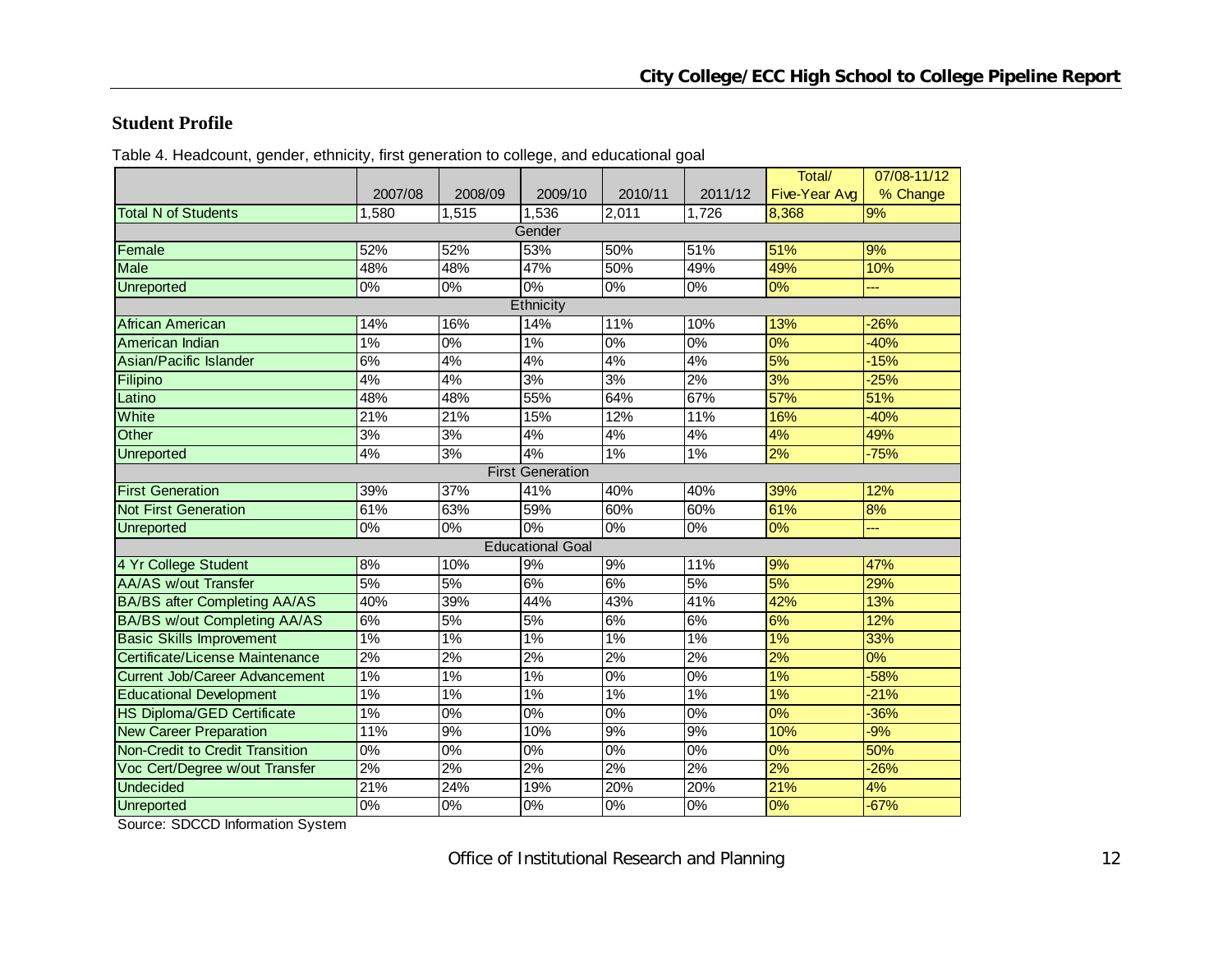## Student Profile

Table 4. Headcount, gender, ethnicity, first generation to college, and educational goal

| | 2007/08 | 2008/09 | 2009/10 | 2010/11 | 2011/12 | Total/ Five-Year Avg | 07/08-11/12 % Change |
|---|---|---|---|---|---|---|---|
| Total N of Students | 1,580 | 1,515 | 1,536 | 2,011 | 1,726 | 8,368 | 9% |
| Gender | | | | | | | |
| Female | 52% | 52% | 53% | 50% | 51% | 51% | 9% |
| Male | 48% | 48% | 47% | 50% | 49% | 49% | 10% |
| Unreported | 0% | 0% | 0% | 0% | 0% | 0% | --- |
| Ethnicity | | | | | | | |
| African American | 14% | 16% | 14% | 11% | 10% | 13% | -26% |
| American Indian | 1% | 0% | 1% | 0% | 0% | 0% | -40% |
| Asian/Pacific Islander | 6% | 4% | 4% | 4% | 4% | 5% | -15% |
| Filipino | 4% | 4% | 3% | 3% | 2% | 3% | -25% |
| Latino | 48% | 48% | 55% | 64% | 67% | 57% | 51% |
| White | 21% | 21% | 15% | 12% | 11% | 16% | -40% |
| Other | 3% | 3% | 4% | 4% | 4% | 4% | 49% |
| Unreported | 4% | 3% | 4% | 1% | 1% | 2% | -75% |
| First Generation | | | | | | | |
| First Generation | 39% | 37% | 41% | 40% | 40% | 39% | 12% |
| Not First Generation | 61% | 63% | 59% | 60% | 60% | 61% | 8% |
| Unreported | 0% | 0% | 0% | 0% | 0% | 0% | --- |
| Educational Goal | | | | | | | |
| 4 Yr College Student | 8% | 10% | 9% | 9% | 11% | 9% | 47% |
| AA/AS w/out Transfer | 5% | 5% | 6% | 6% | 5% | 5% | 29% |
| BA/BS after Completing AA/AS | 40% | 39% | 44% | 43% | 41% | 42% | 13% |
| BA/BS w/out Completing AA/AS | 6% | 5% | 5% | 6% | 6% | 6% | 12% |
| Basic Skills Improvement | 1% | 1% | 1% | 1% | 1% | 1% | 33% |
| Certificate/License Maintenance | 2% | 2% | 2% | 2% | 2% | 2% | 0% |
| Current Job/Career Advancement | 1% | 1% | 1% | 0% | 0% | 1% | -58% |
| Educational Development | 1% | 1% | 1% | 1% | 1% | 1% | -21% |
| HS Diploma/GED Certificate | 1% | 0% | 0% | 0% | 0% | 0% | -36% |
| New Career Preparation | 11% | 9% | 10% | 9% | 9% | 10% | -9% |
| Non-Credit to Credit Transition | 0% | 0% | 0% | 0% | 0% | 0% | 50% |
| Voc Cert/Degree w/out Transfer | 2% | 2% | 2% | 2% | 2% | 2% | -26% |
| Undecided | 21% | 24% | 19% | 20% | 20% | 21% | 4% |
| Unreported | 0% | 0% | 0% | 0% | 0% | 0% | -67% |

Source: SDCCD Information System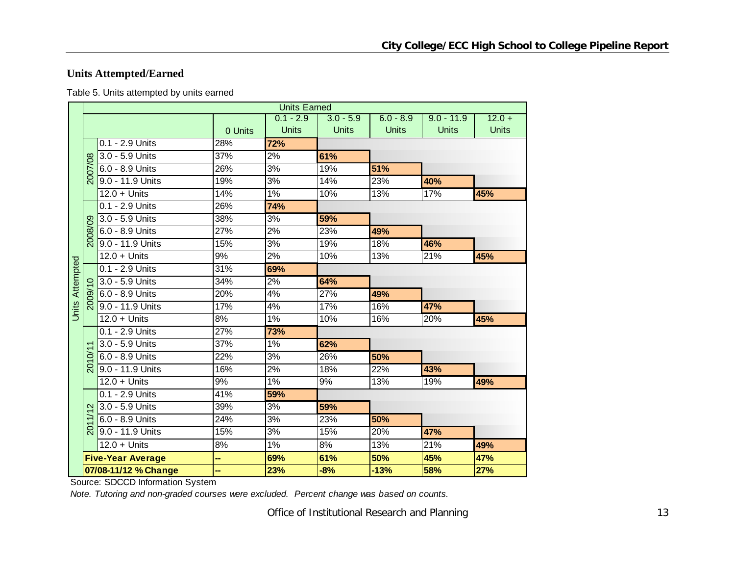## Units Attempted/Earned

Table 5. Units attempted by units earned

| Units Attempted | | Units Earned | | | | | |
|---|---|---|---|---|---|---|---|
| | | 0 Units | 0.1 - 2.9 Units | 3.0 - 5.9 Units | 6.0 - 8.9 Units | 9.0 - 11.9 Units | 12.0 + Units |
| 2007/08 | 0.1 - 2.9 Units | 28% | **72%** | | | | |
| | 3.0 - 5.9 Units | 37% | 2% | **61%** | | | |
| | 6.0 - 8.9 Units | 26% | 3% | 19% | **51%** | | |
| | 9.0 - 11.9 Units | 19% | 3% | 14% | 23% | **40%** | |
| | 12.0 + Units | 14% | 1% | 10% | 13% | 17% | **45%** |
| 2008/09 | 0.1 - 2.9 Units | 26% | **74%** | | | | |
| | 3.0 - 5.9 Units | 38% | 3% | **59%** | | | |
| | 6.0 - 8.9 Units | 27% | 2% | 23% | **49%** | | |
| | 9.0 - 11.9 Units | 15% | 3% | 19% | 18% | **46%** | |
| | 12.0 + Units | 9% | 2% | 10% | 13% | 21% | **45%** |
| 2009/10 | 0.1 - 2.9 Units | 31% | **69%** | | | | |
| | 3.0 - 5.9 Units | 34% | 2% | **64%** | | | |
| | 6.0 - 8.9 Units | 20% | 4% | 27% | **49%** | | |
| | 9.0 - 11.9 Units | 17% | 4% | 17% | 16% | **47%** | |
| | 12.0 + Units | 8% | 1% | 10% | 16% | 20% | **45%** |
| 2010/11 | 0.1 - 2.9 Units | 27% | **73%** | | | | |
| | 3.0 - 5.9 Units | 37% | 1% | **62%** | | | |
| | 6.0 - 8.9 Units | 22% | 3% | 26% | **50%** | | |
| | 9.0 - 11.9 Units | 16% | 2% | 18% | 22% | **43%** | |
| | 12.0 + Units | 9% | 1% | 9% | 13% | 19% | **49%** |
| 2011/12 | 0.1 - 2.9 Units | 41% | **59%** | | | | |
| | 3.0 - 5.9 Units | 39% | 3% | **59%** | | | |
| | 6.0 - 8.9 Units | 24% | 3% | 23% | **50%** | | |
| | 9.0 - 11.9 Units | 15% | 3% | 15% | 20% | **47%** | |
| | 12.0 + Units | 8% | 1% | 8% | 13% | 21% | **49%** |
| **Five-Year Average** | | -- | **69%** | **61%** | **50%** | **45%** | **47%** |
| **07/08-11/12 % Change** | | -- | **23%** | **-8%** | **-13%** | **58%** | **27%** |

Source: SDCCD Information System

*Note. Tutoring and non-graded courses were excluded. Percent change was based on counts.*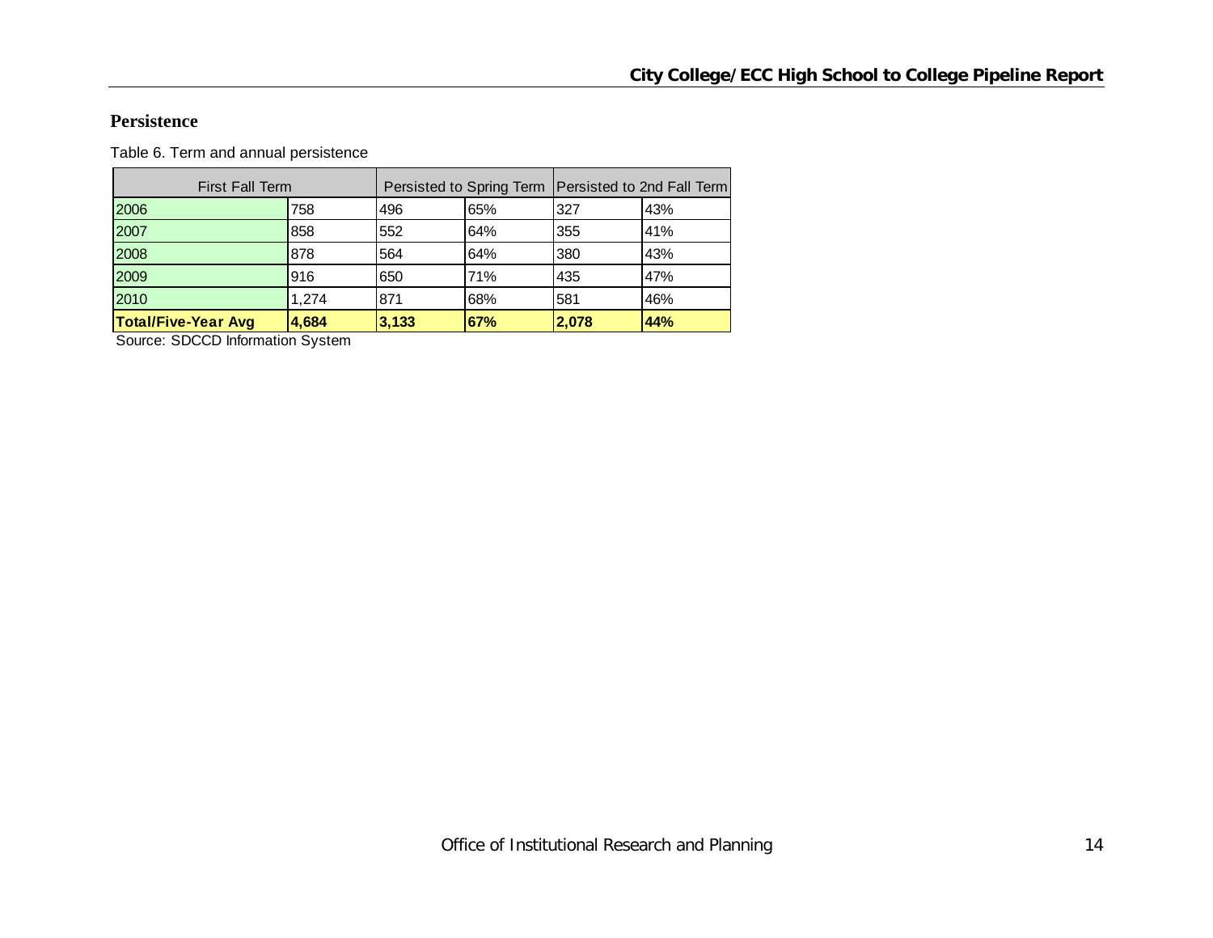## Persistence

Table 6. Term and annual persistence

| First Fall Term | | Persisted to Spring Term | | Persisted to 2nd Fall Term | |
|---|---|---|---|---|---|
| 2006 | 758 | 496 | 65% | 327 | 43% |
| 2007 | 858 | 552 | 64% | 355 | 41% |
| 2008 | 878 | 564 | 64% | 380 | 43% |
| 2009 | 916 | 650 | 71% | 435 | 47% |
| 2010 | 1,274 | 871 | 68% | 581 | 46% |
| **Total/Five-Year Avg** | **4,684** | **3,133** | **67%** | **2,078** | **44%** |

Source: SDCCD Information System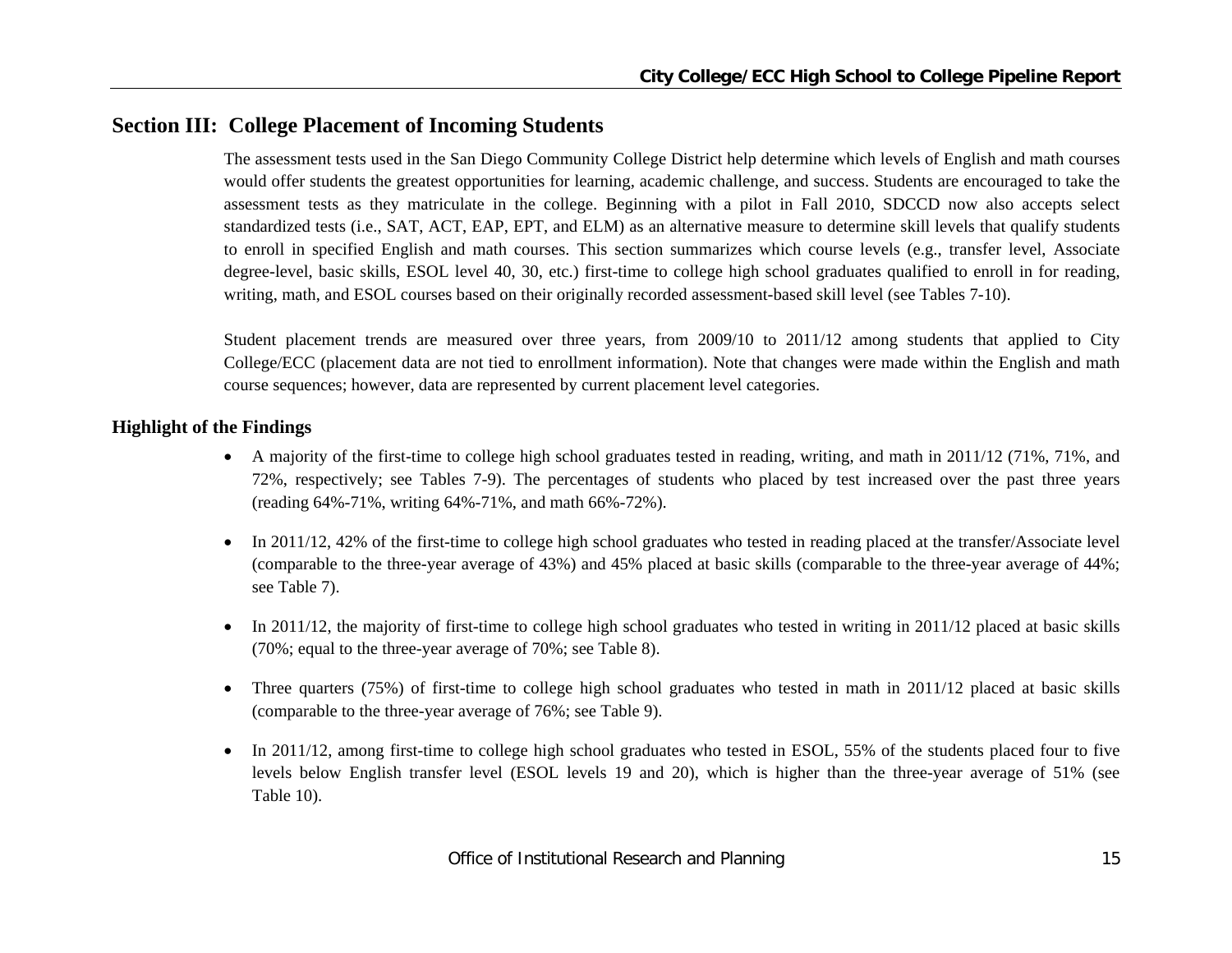## Section III: College Placement of Incoming Students

The assessment tests used in the San Diego Community College District help determine which levels of English and math courses would offer students the greatest opportunities for learning, academic challenge, and success. Students are encouraged to take the assessment tests as they matriculate in the college. Beginning with a pilot in Fall 2010, SDCCD now also accepts select standardized tests (i.e., SAT, ACT, EAP, EPT, and ELM) as an alternative measure to determine skill levels that qualify students to enroll in specified English and math courses. This section summarizes which course levels (e.g., transfer level, Associate degree-level, basic skills, ESOL level 40, 30, etc.) first-time to college high school graduates qualified to enroll in for reading, writing, math, and ESOL courses based on their originally recorded assessment-based skill level (see Tables 7-10).

Student placement trends are measured over three years, from 2009/10 to 2011/12 among students that applied to City College/ECC (placement data are not tied to enrollment information). Note that changes were made within the English and math course sequences; however, data are represented by current placement level categories.

### Highlight of the Findings

- A majority of the first-time to college high school graduates tested in reading, writing, and math in 2011/12 (71%, 71%, and 72%, respectively; see Tables 7-9). The percentages of students who placed by test increased over the past three years (reading 64%-71%, writing 64%-71%, and math 66%-72%).
- In 2011/12, 42% of the first-time to college high school graduates who tested in reading placed at the transfer/Associate level (comparable to the three-year average of 43%) and 45% placed at basic skills (comparable to the three-year average of 44%; see Table 7).
- In 2011/12, the majority of first-time to college high school graduates who tested in writing in 2011/12 placed at basic skills (70%; equal to the three-year average of 70%; see Table 8).
- Three quarters (75%) of first-time to college high school graduates who tested in math in 2011/12 placed at basic skills (comparable to the three-year average of 76%; see Table 9).
- In 2011/12, among first-time to college high school graduates who tested in ESOL, 55% of the students placed four to five levels below English transfer level (ESOL levels 19 and 20), which is higher than the three-year average of 51% (see Table 10).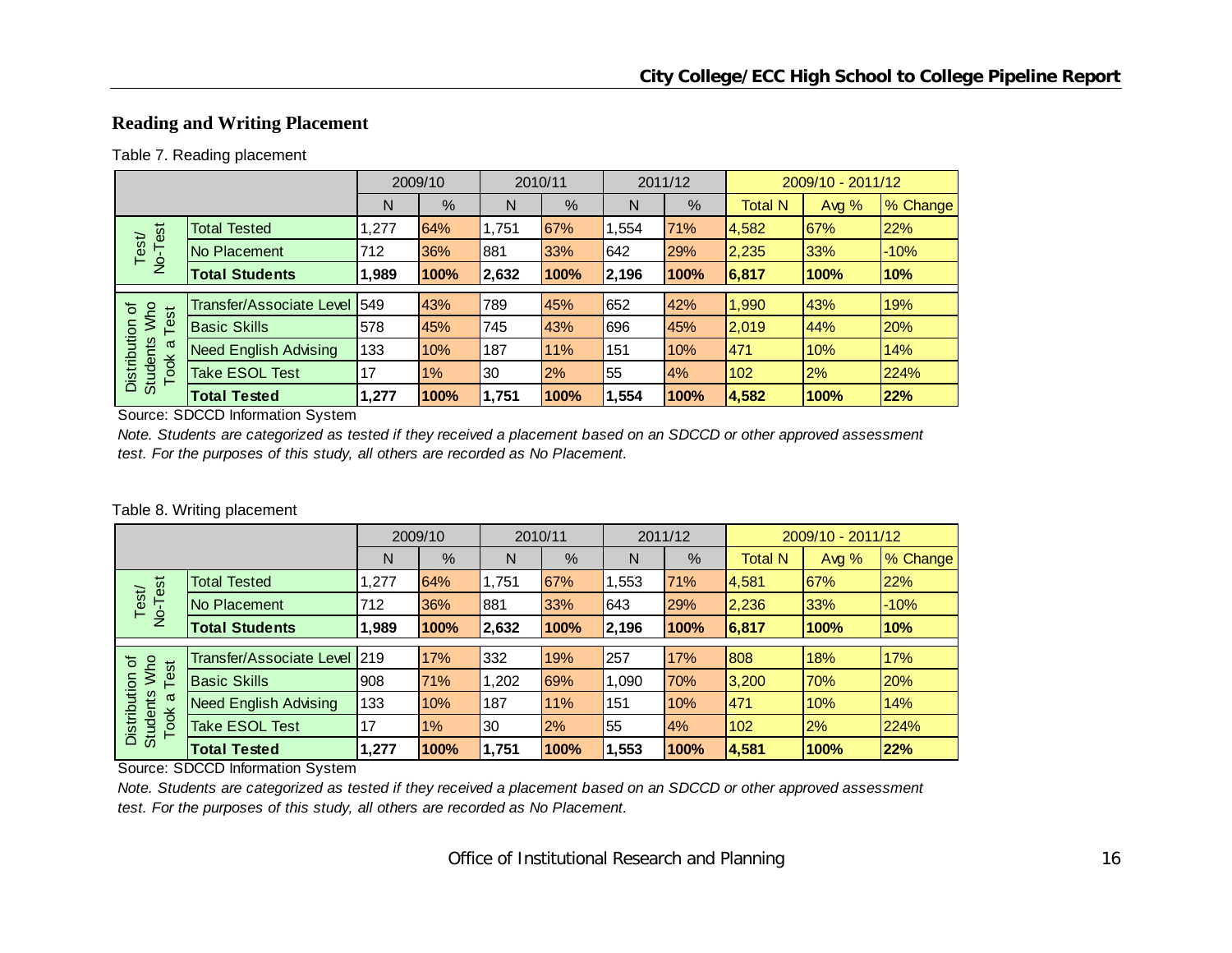## Reading and Writing Placement

Table 7. Reading placement

| | | 2009/10 | | 2010/11 | | 2011/12 | | 2009/10 - 2011/12 | | |
|---|---|---|---|---|---|---|---|---|---|---|
| | | N | % | N | % | N | % | Total N | Avg % | % Change |
| Test/ No-Test | Total Tested | 1,277 | 64% | 1,751 | 67% | 1,554 | 71% | 4,582 | 67% | 22% |
| | No Placement | 712 | 36% | 881 | 33% | 642 | 29% | 2,235 | 33% | -10% |
| | **Total Students** | **1,989** | **100%** | **2,632** | **100%** | **2,196** | **100%** | **6,817** | **100%** | **10%** |
| Distribution of Students Who Took a Test | Transfer/Associate Level | 549 | 43% | 789 | 45% | 652 | 42% | 1,990 | 43% | 19% |
| | Basic Skills | 578 | 45% | 745 | 43% | 696 | 45% | 2,019 | 44% | 20% |
| | Need English Advising | 133 | 10% | 187 | 11% | 151 | 10% | 471 | 10% | 14% |
| | Take ESOL Test | 17 | 1% | 30 | 2% | 55 | 4% | 102 | 2% | 224% |
| | **Total Tested** | **1,277** | **100%** | **1,751** | **100%** | **1,554** | **100%** | **4,582** | **100%** | **22%** |

Source: SDCCD Information System

*Note. Students are categorized as tested if they received a placement based on an SDCCD or other approved assessment test. For the purposes of this study, all others are recorded as No Placement.*

Table 8. Writing placement

| | | 2009/10 | | 2010/11 | | 2011/12 | | 2009/10 - 2011/12 | | |
|---|---|---|---|---|---|---|---|---|---|---|
| | | N | % | N | % | N | % | Total N | Avg % | % Change |
| Test/ No-Test | Total Tested | 1,277 | 64% | 1,751 | 67% | 1,553 | 71% | 4,581 | 67% | 22% |
| | No Placement | 712 | 36% | 881 | 33% | 643 | 29% | 2,236 | 33% | -10% |
| | **Total Students** | **1,989** | **100%** | **2,632** | **100%** | **2,196** | **100%** | **6,817** | **100%** | **10%** |
| Distribution of Students Who Took a Test | Transfer/Associate Level | 219 | 17% | 332 | 19% | 257 | 17% | 808 | 18% | 17% |
| | Basic Skills | 908 | 71% | 1,202 | 69% | 1,090 | 70% | 3,200 | 70% | 20% |
| | Need English Advising | 133 | 10% | 187 | 11% | 151 | 10% | 471 | 10% | 14% |
| | Take ESOL Test | 17 | 1% | 30 | 2% | 55 | 4% | 102 | 2% | 224% |
| | **Total Tested** | **1,277** | **100%** | **1,751** | **100%** | **1,553** | **100%** | **4,581** | **100%** | **22%** |

Source: SDCCD Information System

*Note. Students are categorized as tested if they received a placement based on an SDCCD or other approved assessment test. For the purposes of this study, all others are recorded as No Placement.*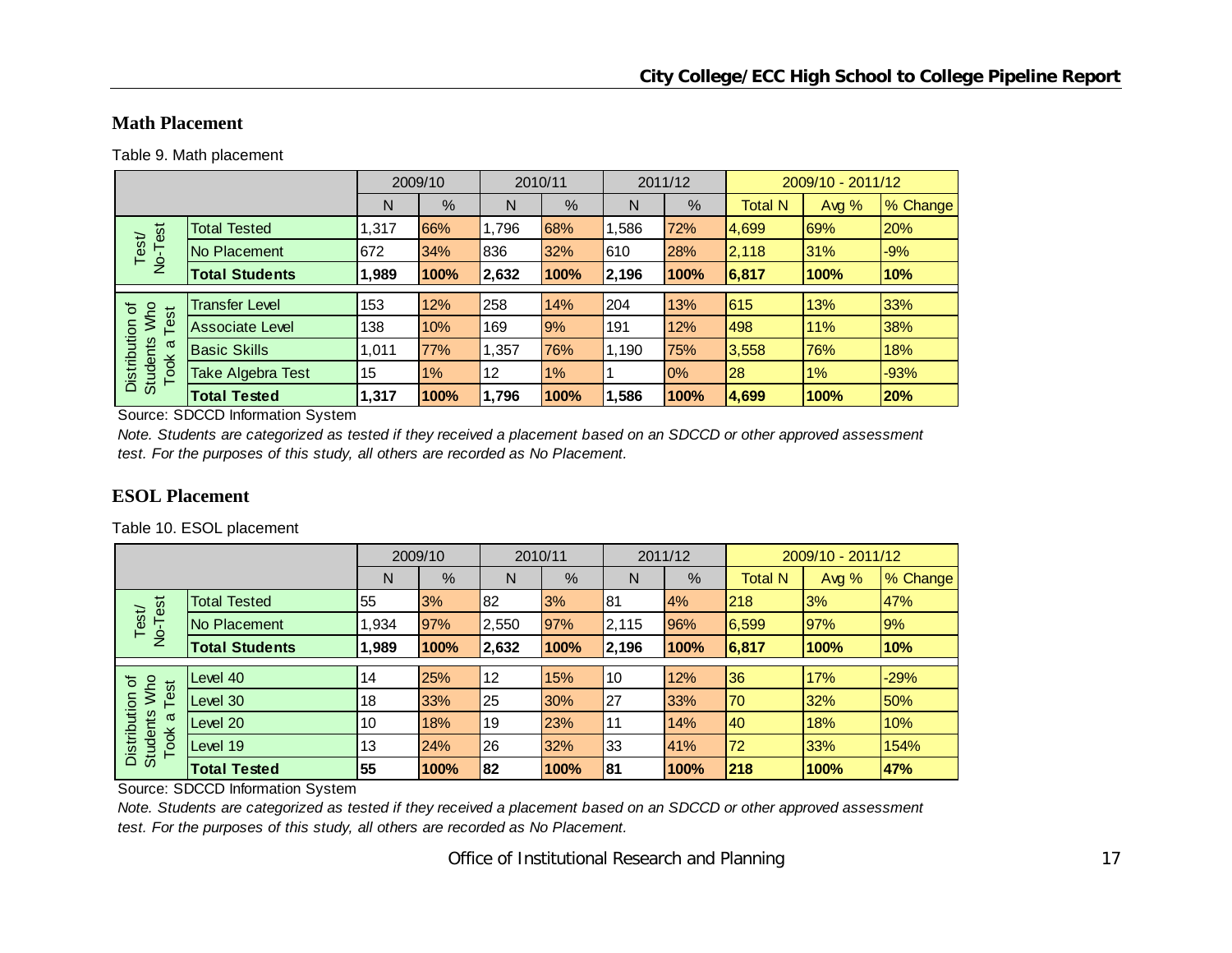## Math Placement

Table 9. Math placement

| | | 2009/10 | | 2010/11 | | 2011/12 | | 2009/10 - 2011/12 | | |
|---|---|---|---|---|---|---|---|---|---|---|
| | | N | % | N | % | N | % | Total N | Avg % | % Change |
| Test/ No-Test | Total Tested | 1,317 | 66% | 1,796 | 68% | 1,586 | 72% | 4,699 | 69% | 20% |
| | No Placement | 672 | 34% | 836 | 32% | 610 | 28% | 2,118 | 31% | -9% |
| | **Total Students** | **1,989** | **100%** | **2,632** | **100%** | **2,196** | **100%** | **6,817** | **100%** | **10%** |
| Distribution of Students Who Took a Test | Transfer Level | 153 | 12% | 258 | 14% | 204 | 13% | 615 | 13% | 33% |
| | Associate Level | 138 | 10% | 169 | 9% | 191 | 12% | 498 | 11% | 38% |
| | Basic Skills | 1,011 | 77% | 1,357 | 76% | 1,190 | 75% | 3,558 | 76% | 18% |
| | Take Algebra Test | 15 | 1% | 12 | 1% | 1 | 0% | 28 | 1% | -93% |
| | **Total Tested** | **1,317** | **100%** | **1,796** | **100%** | **1,586** | **100%** | **4,699** | **100%** | **20%** |

Source: SDCCD Information System

*Note. Students are categorized as tested if they received a placement based on an SDCCD or other approved assessment test. For the purposes of this study, all others are recorded as No Placement.*

## ESOL Placement

Table 10. ESOL placement

| | | 2009/10 | | 2010/11 | | 2011/12 | | 2009/10 - 2011/12 | | |
|---|---|---|---|---|---|---|---|---|---|---|
| | | N | % | N | % | N | % | Total N | Avg % | % Change |
| Test/ No-Test | Total Tested | 55 | 3% | 82 | 3% | 81 | 4% | 218 | 3% | 47% |
| | No Placement | 1,934 | 97% | 2,550 | 97% | 2,115 | 96% | 6,599 | 97% | 9% |
| | **Total Students** | **1,989** | **100%** | **2,632** | **100%** | **2,196** | **100%** | **6,817** | **100%** | **10%** |
| Distribution of Students Who Took a Test | Level 40 | 14 | 25% | 12 | 15% | 10 | 12% | 36 | 17% | -29% |
| | Level 30 | 18 | 33% | 25 | 30% | 27 | 33% | 70 | 32% | 50% |
| | Level 20 | 10 | 18% | 19 | 23% | 11 | 14% | 40 | 18% | 10% |
| | Level 19 | 13 | 24% | 26 | 32% | 33 | 41% | 72 | 33% | 154% |
| | **Total Tested** | **55** | **100%** | **82** | **100%** | **81** | **100%** | **218** | **100%** | **47%** |

Source: SDCCD Information System

*Note. Students are categorized as tested if they received a placement based on an SDCCD or other approved assessment test. For the purposes of this study, all others are recorded as No Placement.*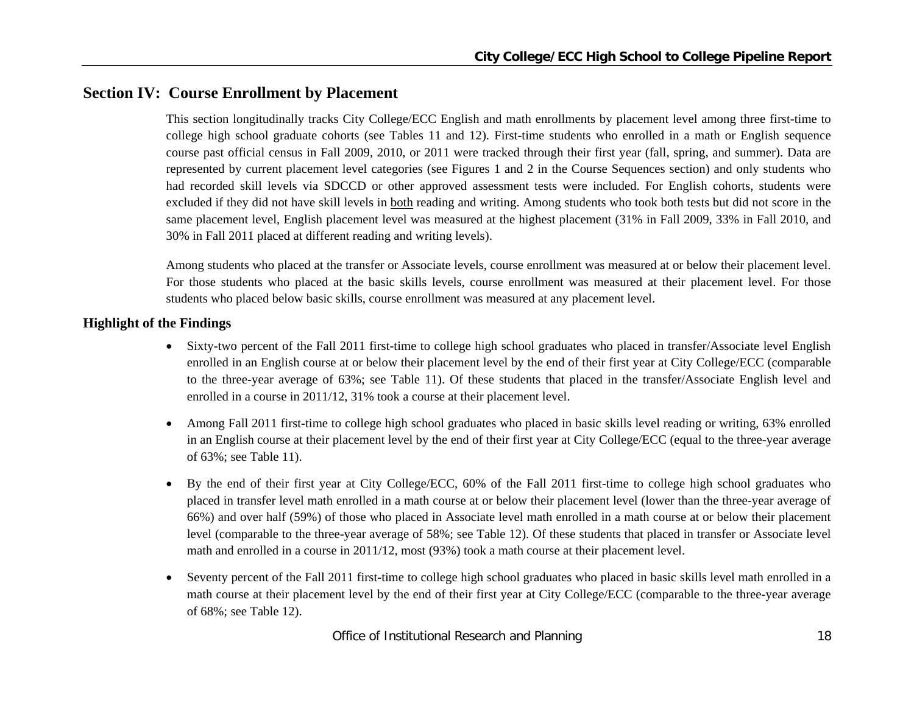## Section IV: Course Enrollment by Placement

This section longitudinally tracks City College/ECC English and math enrollments by placement level among three first-time to college high school graduate cohorts (see Tables 11 and 12). First-time students who enrolled in a math or English sequence course past official census in Fall 2009, 2010, or 2011 were tracked through their first year (fall, spring, and summer). Data are represented by current placement level categories (see Figures 1 and 2 in the Course Sequences section) and only students who had recorded skill levels via SDCCD or other approved assessment tests were included. For English cohorts, students were excluded if they did not have skill levels in both reading and writing. Among students who took both tests but did not score in the same placement level, English placement level was measured at the highest placement (31% in Fall 2009, 33% in Fall 2010, and 30% in Fall 2011 placed at different reading and writing levels).

Among students who placed at the transfer or Associate levels, course enrollment was measured at or below their placement level. For those students who placed at the basic skills levels, course enrollment was measured at their placement level. For those students who placed below basic skills, course enrollment was measured at any placement level.

### Highlight of the Findings

- Sixty-two percent of the Fall 2011 first-time to college high school graduates who placed in transfer/Associate level English enrolled in an English course at or below their placement level by the end of their first year at City College/ECC (comparable to the three-year average of 63%; see Table 11). Of these students that placed in the transfer/Associate English level and enrolled in a course in 2011/12, 31% took a course at their placement level.
- Among Fall 2011 first-time to college high school graduates who placed in basic skills level reading or writing, 63% enrolled in an English course at their placement level by the end of their first year at City College/ECC (equal to the three-year average of 63%; see Table 11).
- By the end of their first year at City College/ECC, 60% of the Fall 2011 first-time to college high school graduates who placed in transfer level math enrolled in a math course at or below their placement level (lower than the three-year average of 66%) and over half (59%) of those who placed in Associate level math enrolled in a math course at or below their placement level (comparable to the three-year average of 58%; see Table 12). Of these students that placed in transfer or Associate level math and enrolled in a course in 2011/12, most (93%) took a math course at their placement level.
- Seventy percent of the Fall 2011 first-time to college high school graduates who placed in basic skills level math enrolled in a math course at their placement level by the end of their first year at City College/ECC (comparable to the three-year average of 68%; see Table 12).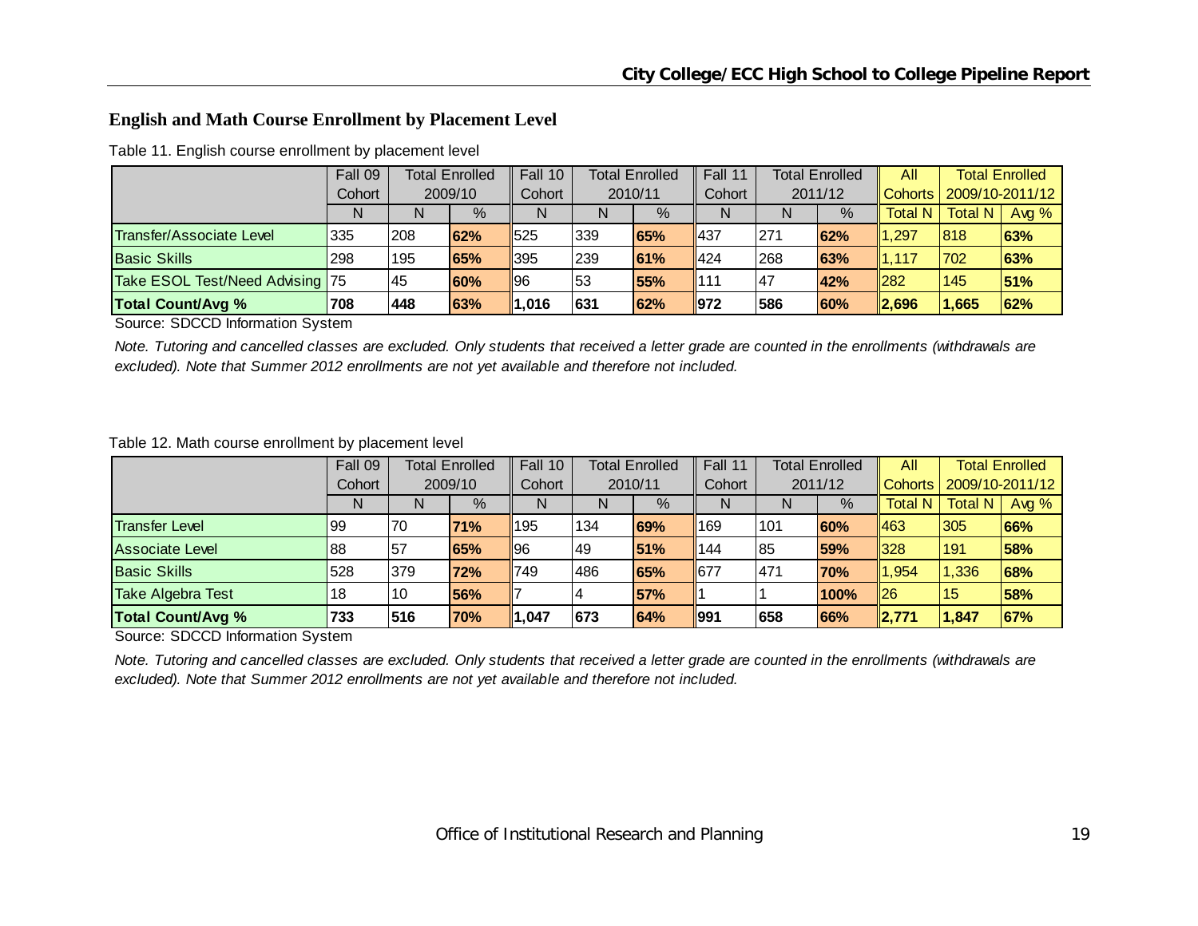## English and Math Course Enrollment by Placement Level

Table 11. English course enrollment by placement level

| | Fall 09 Cohort | Total Enrolled 2009/10 | | Fall 10 Cohort | Total Enrolled 2010/11 | | Fall 11 Cohort | Total Enrolled 2011/12 | | All Cohorts | Total Enrolled 2009/10-2011/12 | |
|---|---|---|---|---|---|---|---|---|---|---|---|---|
| | N | N | % | N | N | % | N | N | % | Total N | Total N | Avg % |
| Transfer/Associate Level | 335 | 208 | **62%** | 525 | 339 | **65%** | 437 | 271 | **62%** | 1,297 | 818 | **63%** |
| Basic Skills | 298 | 195 | **65%** | 395 | 239 | **61%** | 424 | 268 | **63%** | 1,117 | 702 | **63%** |
| Take ESOL Test/Need Advising | 75 | 45 | **60%** | 96 | 53 | **55%** | 111 | 47 | **42%** | 282 | 145 | **51%** |
| **Total Count/Avg %** | **708** | **448** | **63%** | **1,016** | **631** | **62%** | **972** | **586** | **60%** | **2,696** | **1,665** | **62%** |

Source: SDCCD Information System

*Note. Tutoring and cancelled classes are excluded. Only students that received a letter grade are counted in the enrollments (withdrawals are excluded). Note that Summer 2012 enrollments are not yet available and therefore not included.*

Table 12. Math course enrollment by placement level

| | Fall 09 Cohort | Total Enrolled 2009/10 | | Fall 10 Cohort | Total Enrolled 2010/11 | | Fall 11 Cohort | Total Enrolled 2011/12 | | All Cohorts | Total Enrolled 2009/10-2011/12 | |
|---|---|---|---|---|---|---|---|---|---|---|---|---|
| | N | N | % | N | N | % | N | N | % | Total N | Total N | Avg % |
| Transfer Level | 99 | 70 | **71%** | 195 | 134 | **69%** | 169 | 101 | **60%** | 463 | 305 | **66%** |
| Associate Level | 88 | 57 | **65%** | 96 | 49 | **51%** | 144 | 85 | **59%** | 328 | 191 | **58%** |
| Basic Skills | 528 | 379 | **72%** | 749 | 486 | **65%** | 677 | 471 | **70%** | 1,954 | 1,336 | **68%** |
| Take Algebra Test | 18 | 10 | **56%** | 7 | 4 | **57%** | 1 | 1 | **100%** | 26 | 15 | **58%** |
| **Total Count/Avg %** | **733** | **516** | **70%** | **1,047** | **673** | **64%** | **991** | **658** | **66%** | **2,771** | **1,847** | **67%** |

Source: SDCCD Information System

*Note. Tutoring and cancelled classes are excluded. Only students that received a letter grade are counted in the enrollments (withdrawals are excluded). Note that Summer 2012 enrollments are not yet available and therefore not included.*